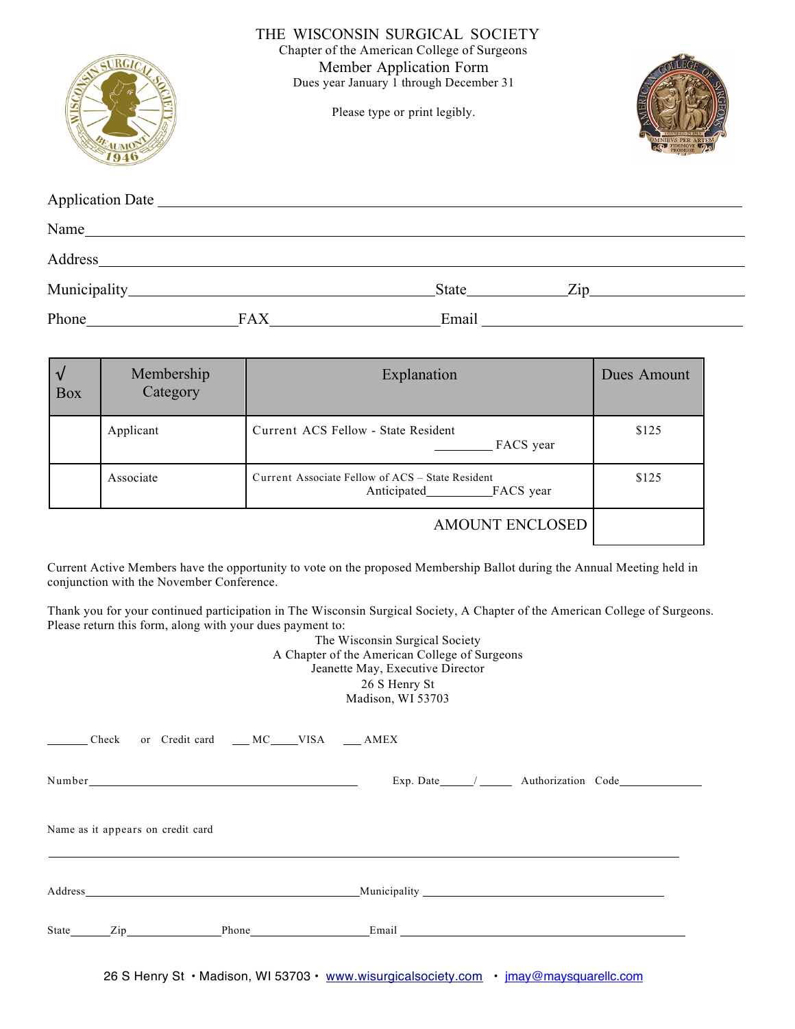# THE WISCONSIN SURGICAL SOCIETY

Chapter of the American College of Surgeons

## Member Application Form

Dues year January 1 through December 31

Please type or print legibly.

Application Date ______________________________

Name ______________________________

Address ______________________________

Municipality ______________________________ State ____________ Zip ____________

Phone ____________ FAX ____________ Email ____________

| √ Box | Membership Category | Explanation | Dues Amount |
|---|---|---|---|
| | Applicant | Current ACS Fellow - State Resident<br>________ FACS year | $125 |
| | Associate | Current Associate Fellow of ACS – State Resident<br>Anticipated__________FACS year | $125 |
| | | AMOUNT ENCLOSED | |

Current Active Members have the opportunity to vote on the proposed Membership Ballot during the Annual Meeting held in conjunction with the November Conference.

Thank you for your continued participation in The Wisconsin Surgical Society, A Chapter of the American College of Surgeons. Please return this form, along with your dues payment to:

The Wisconsin Surgical Society
A Chapter of the American College of Surgeons
Jeanette May, Executive Director
26 S Henry St
Madison, WI 53703

_______ Check or Credit card ___ MC____VISA ___ AMEX

Number ______________________________ Exp. Date_____/_____ Authorization Code____________

Name as it appears on credit card

______________________________

Address ______________________________ Municipality ______________________________

State______Zip______________Phone__________________Email ______________________________

26 S Henry St • Madison, WI 53703 • www.wisurgicalsociety.com • jmay@maysquarellc.com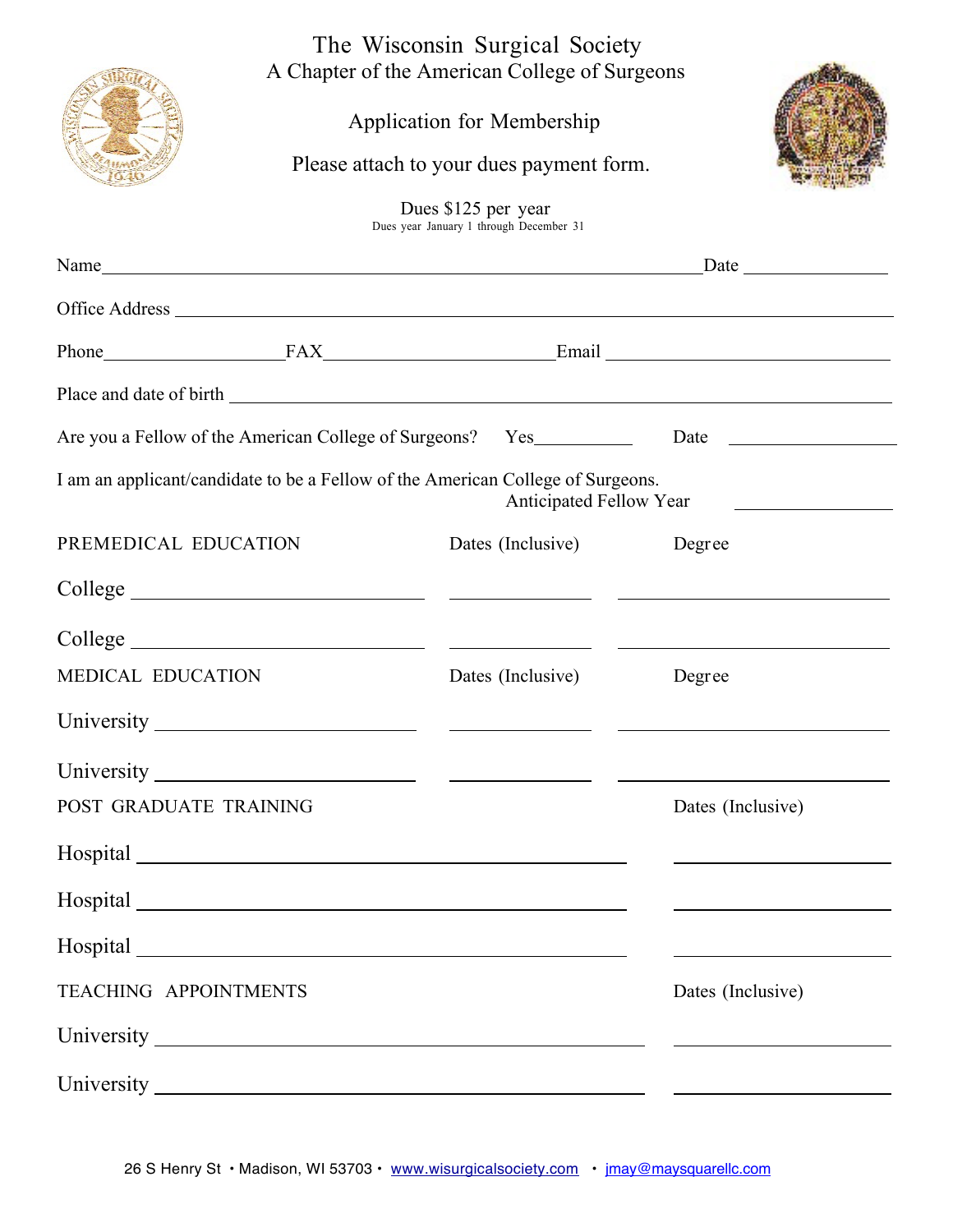# The Wisconsin Surgical Society

## A Chapter of the American College of Surgeons

### Application for Membership

Please attach to your dues payment form.

Dues $125 per year
Dues year January 1 through December 31

Name\_\_\_\_\_\_\_\_\_\_\_\_\_\_\_\_\_\_\_\_\_\_\_\_\_\_\_\_\_\_\_\_\_\_\_\_\_\_\_\_\_\_\_\_ Date \_\_\_\_\_\_\_\_\_\_\_\_\_\_

Office Address \_\_\_\_\_\_\_\_\_\_\_\_\_\_\_\_\_\_\_\_\_\_\_\_\_\_\_\_\_\_\_\_\_\_\_\_\_\_\_\_\_\_\_\_\_\_\_\_\_\_\_\_

Phone\_\_\_\_\_\_\_\_\_\_\_\_\_\_\_\_\_FAX\_\_\_\_\_\_\_\_\_\_\_\_\_\_\_\_\_\_\_\_\_\_Email \_\_\_\_\_\_\_\_\_\_\_\_\_\_\_\_\_\_\_\_\_\_\_\_\_\_\_\_

Place and date of birth \_\_\_\_\_\_\_\_\_\_\_\_\_\_\_\_\_\_\_\_\_\_\_\_\_\_\_\_\_\_\_\_\_\_\_\_\_\_\_\_\_\_\_\_\_\_\_\_\_\_\_\_

Are you a Fellow of the American College of Surgeons? Yes\_\_\_\_\_\_\_\_\_\_ Date \_\_\_\_\_\_\_\_\_\_\_\_\_\_\_\_

I am an applicant/candidate to be a Fellow of the American College of Surgeons.
Anticipated Fellow Year \_\_\_\_\_\_\_\_\_\_\_\_\_\_

| PREMEDICAL EDUCATION | Dates (Inclusive) | Degree |
|---|---|---|
| College | | |
| College | | |

| MEDICAL EDUCATION | Dates (Inclusive) | Degree |
|---|---|---|
| University | | |
| University | | |

| POST GRADUATE TRAINING | Dates (Inclusive) |
|---|---|
| Hospital | |
| Hospital | |
| Hospital | |

| TEACHING APPOINTMENTS | Dates (Inclusive) |
|---|---|
| University | |
| University | |

26 S Henry St • Madison, WI 53703 • www.wisurgicalsociety.com • jmay@maysquarellc.com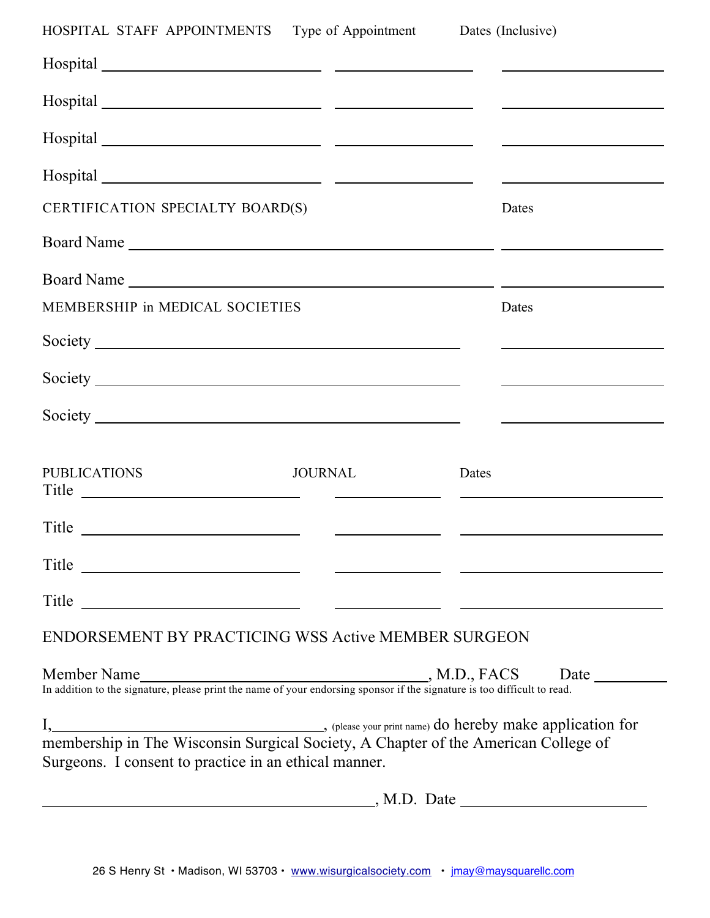HOSPITAL STAFF APPOINTMENTS | Type of Appointment | Dates (Inclusive)

Hospital ______________________ ______________ ________________

Hospital ______________________ ______________ ________________

Hospital ______________________ ______________ ________________

Hospital ______________________ ______________ ________________

CERTIFICATION SPECIALTY BOARD(S) | Dates

Board Name ________________________________ ________________

Board Name ________________________________ ________________

MEMBERSHIP in MEDICAL SOCIETIES | Dates

Society ____________________________________ ________________

Society ____________________________________ ________________

Society ____________________________________ ________________

PUBLICATIONS | JOURNAL | Dates

Title ______________________ __________ ____________________

Title ______________________ __________ ____________________

Title ______________________ __________ ____________________

Title ______________________ __________ ____________________

ENDORSEMENT BY PRACTICING WSS Active MEMBER SURGEON

Member Name____________________________, M.D., FACS Date __________

In addition to the signature, please print the name of your endorsing sponsor if the signature is too difficult to read.

I,_____________________________, (please your print name) do hereby make application for membership in The Wisconsin Surgical Society, A Chapter of the American College of Surgeons. I consent to practice in an ethical manner.

____________________________________, M.D. Date ____________________

26 S Henry St • Madison, WI 53703 • www.wisurgicalsociety.com • jmay@maysquarellc.com